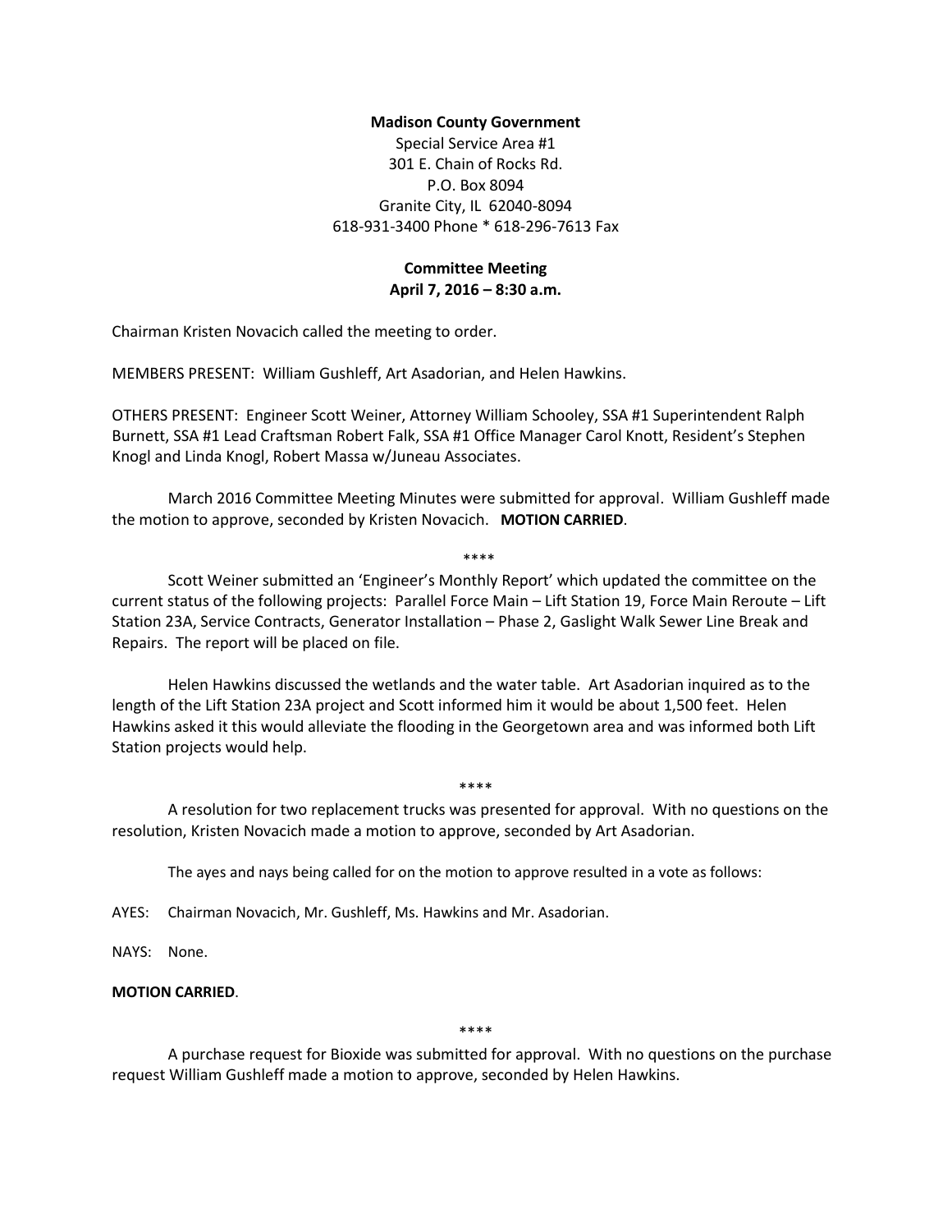**Madison County Government**

Special Service Area #1
301 E. Chain of Rocks Rd.
P.O. Box 8094
Granite City, IL 62040-8094
618-931-3400 Phone * 618-296-7613 Fax

**Committee Meeting**
**April 7, 2016 – 8:30 a.m.**

Chairman Kristen Novacich called the meeting to order.

MEMBERS PRESENT: William Gushleff, Art Asadorian, and Helen Hawkins.

OTHERS PRESENT: Engineer Scott Weiner, Attorney William Schooley, SSA #1 Superintendent Ralph Burnett, SSA #1 Lead Craftsman Robert Falk, SSA #1 Office Manager Carol Knott, Resident's Stephen Knogl and Linda Knogl, Robert Massa w/Juneau Associates.

March 2016 Committee Meeting Minutes were submitted for approval. William Gushleff made the motion to approve, seconded by Kristen Novacich. **MOTION CARRIED**.

****

Scott Weiner submitted an 'Engineer's Monthly Report' which updated the committee on the current status of the following projects: Parallel Force Main – Lift Station 19, Force Main Reroute – Lift Station 23A, Service Contracts, Generator Installation – Phase 2, Gaslight Walk Sewer Line Break and Repairs. The report will be placed on file.

Helen Hawkins discussed the wetlands and the water table. Art Asadorian inquired as to the length of the Lift Station 23A project and Scott informed him it would be about 1,500 feet. Helen Hawkins asked it this would alleviate the flooding in the Georgetown area and was informed both Lift Station projects would help.

****

A resolution for two replacement trucks was presented for approval. With no questions on the resolution, Kristen Novacich made a motion to approve, seconded by Art Asadorian.

The ayes and nays being called for on the motion to approve resulted in a vote as follows:

AYES: Chairman Novacich, Mr. Gushleff, Ms. Hawkins and Mr. Asadorian.

NAYS: None.

**MOTION CARRIED**.

****

A purchase request for Bioxide was submitted for approval. With no questions on the purchase request William Gushleff made a motion to approve, seconded by Helen Hawkins.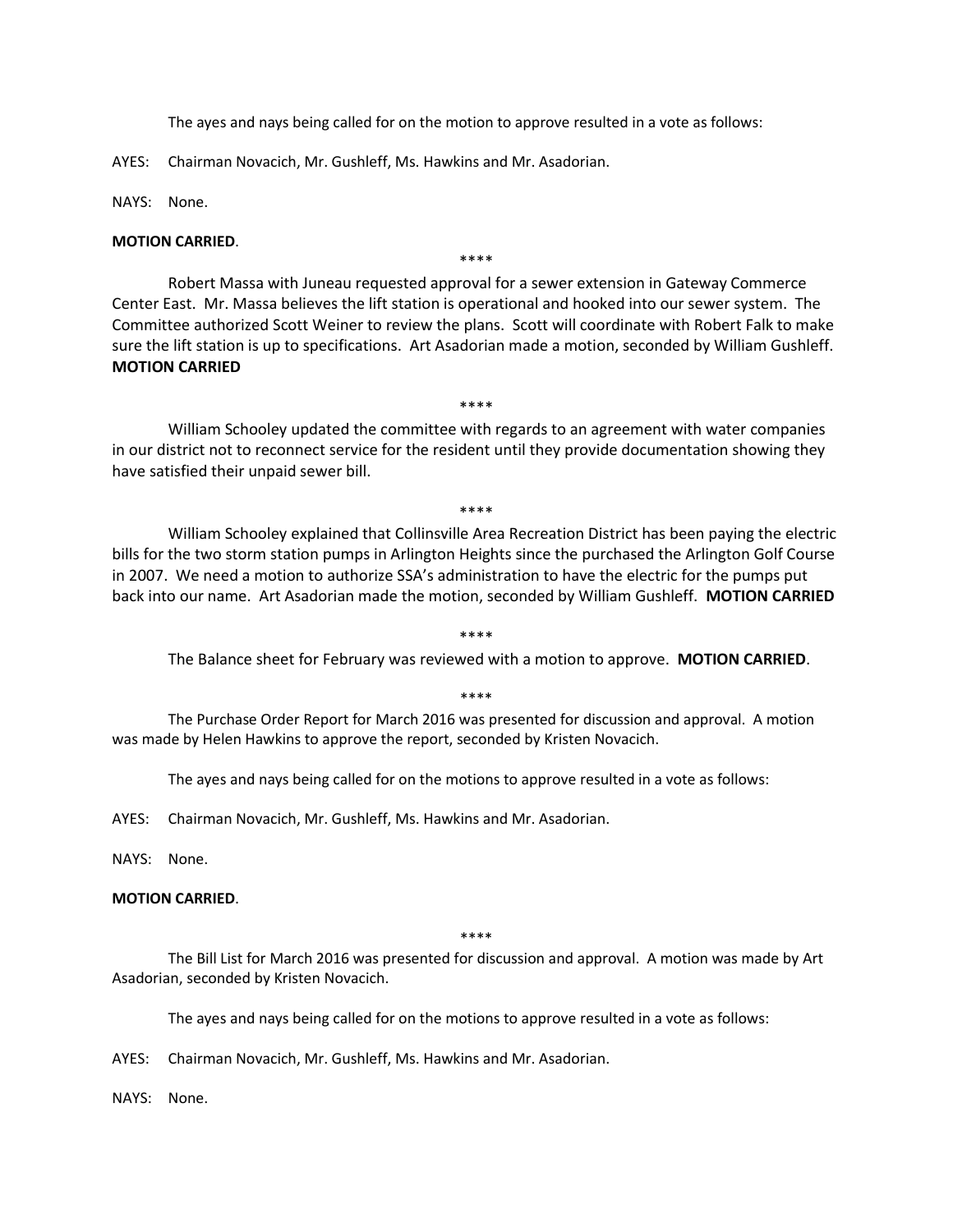The ayes and nays being called for on the motion to approve resulted in a vote as follows:

AYES: Chairman Novacich, Mr. Gushleff, Ms. Hawkins and Mr. Asadorian.

NAYS: None.

**MOTION CARRIED**.

****

Robert Massa with Juneau requested approval for a sewer extension in Gateway Commerce Center East. Mr. Massa believes the lift station is operational and hooked into our sewer system. The Committee authorized Scott Weiner to review the plans. Scott will coordinate with Robert Falk to make sure the lift station is up to specifications. Art Asadorian made a motion, seconded by William Gushleff. **MOTION CARRIED**

****

William Schooley updated the committee with regards to an agreement with water companies in our district not to reconnect service for the resident until they provide documentation showing they have satisfied their unpaid sewer bill.

****

William Schooley explained that Collinsville Area Recreation District has been paying the electric bills for the two storm station pumps in Arlington Heights since the purchased the Arlington Golf Course in 2007. We need a motion to authorize SSA's administration to have the electric for the pumps put back into our name. Art Asadorian made the motion, seconded by William Gushleff. **MOTION CARRIED**

****

The Balance sheet for February was reviewed with a motion to approve. **MOTION CARRIED**.

****

The Purchase Order Report for March 2016 was presented for discussion and approval. A motion was made by Helen Hawkins to approve the report, seconded by Kristen Novacich.

The ayes and nays being called for on the motions to approve resulted in a vote as follows:

AYES: Chairman Novacich, Mr. Gushleff, Ms. Hawkins and Mr. Asadorian.

NAYS: None.

**MOTION CARRIED**.

****

The Bill List for March 2016 was presented for discussion and approval. A motion was made by Art Asadorian, seconded by Kristen Novacich.

The ayes and nays being called for on the motions to approve resulted in a vote as follows:

AYES: Chairman Novacich, Mr. Gushleff, Ms. Hawkins and Mr. Asadorian.

NAYS: None.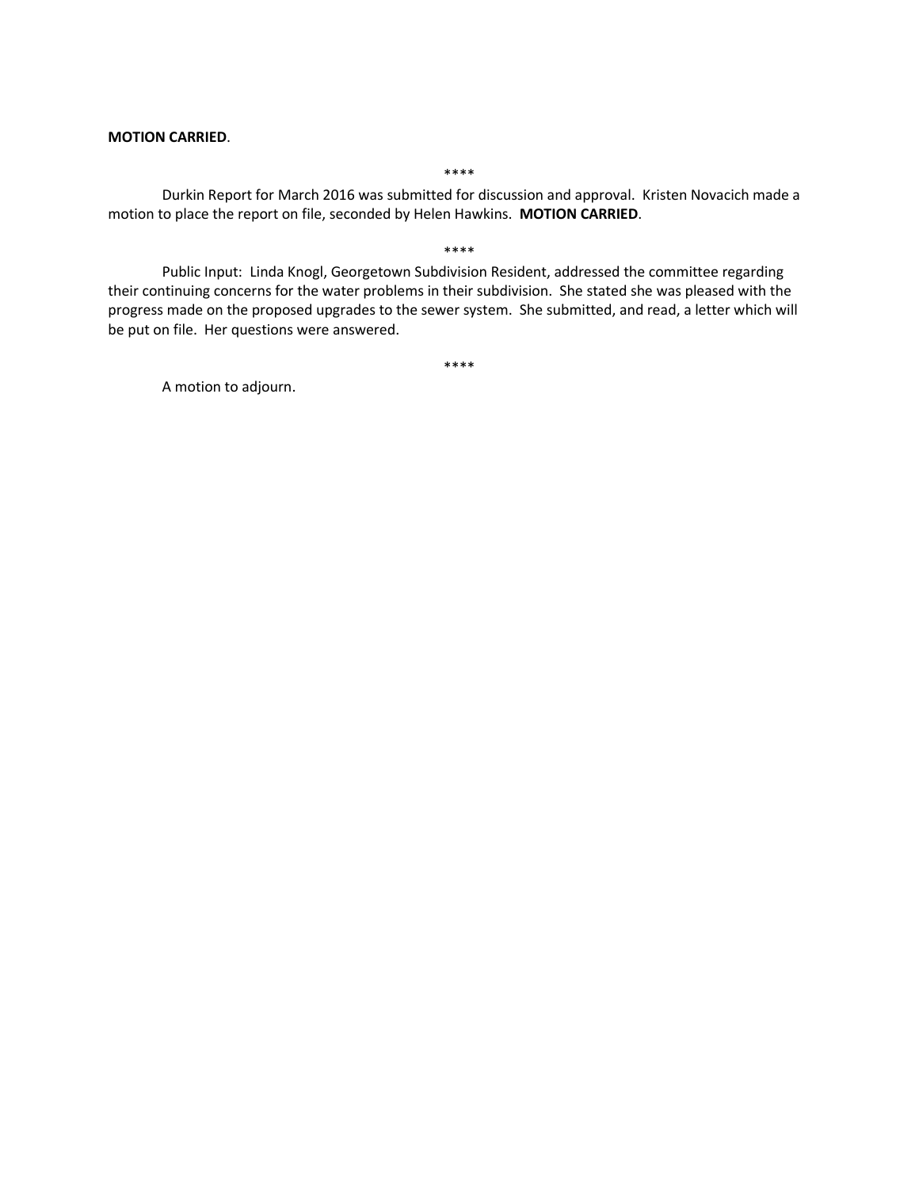**MOTION CARRIED**.

\*\*\*\*

Durkin Report for March 2016 was submitted for discussion and approval. Kristen Novacich made a motion to place the report on file, seconded by Helen Hawkins. **MOTION CARRIED**.

\*\*\*\*

Public Input: Linda Knogl, Georgetown Subdivision Resident, addressed the committee regarding their continuing concerns for the water problems in their subdivision. She stated she was pleased with the progress made on the proposed upgrades to the sewer system. She submitted, and read, a letter which will be put on file. Her questions were answered.

\*\*\*\*

A motion to adjourn.